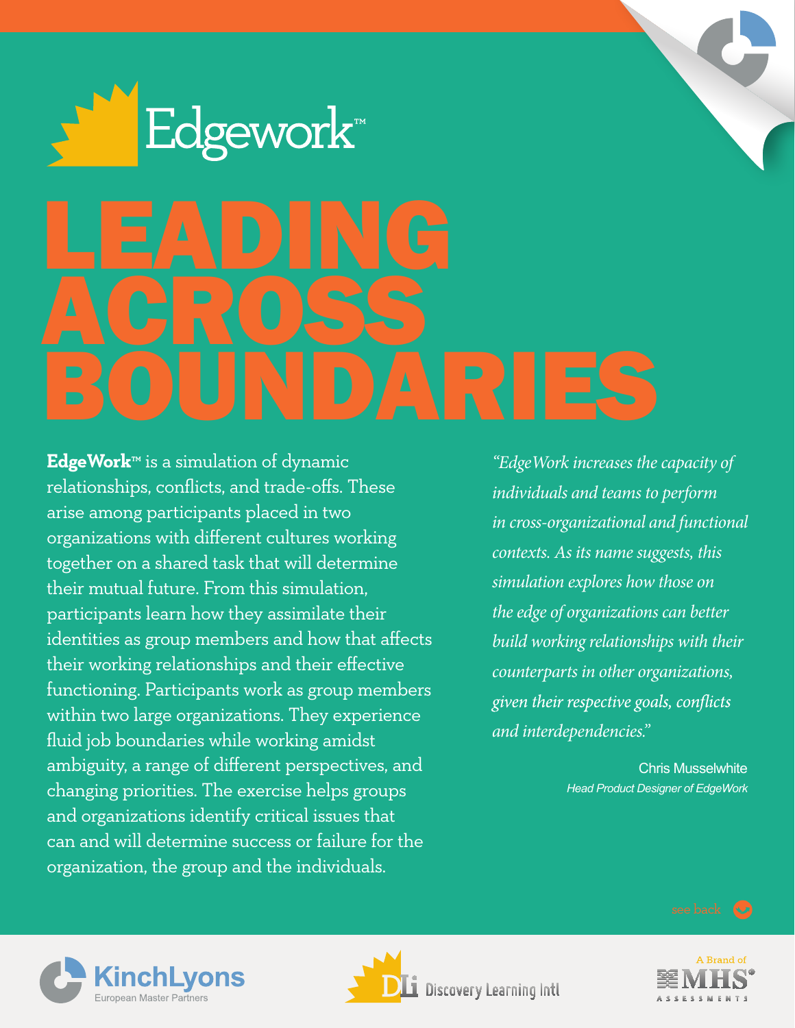Edgework™

# LEADING ACROSS BOUNDARIES

**EdgeWork™** is a simulation of dynamic relationships, conflicts, and trade-offs. These arise among participants placed in two organizations with different cultures working together on a shared task that will determine their mutual future. From this simulation, participants learn how they assimilate their identities as group members and how that affects their working relationships and their effective functioning. Participants work as group members within two large organizations. They experience fluid job boundaries while working amidst ambiguity, a range of different perspectives, and changing priorities. The exercise helps groups and organizations identify critical issues that can and will determine success or failure for the organization, the group and the individuals.

*"EdgeWork increases the capacity of individuals and teams to perform in cross-organizational and functional contexts. As its name suggests, this simulation explores how those on the edge of organizations can better build working relationships with their counterparts in other organizations, given their respective goals, conflicts and interdependencies."*

Chris Musselwhite
*Head Product Designer of EdgeWork*

see back

KinchLyons European Master Partners

Discovery Learning Intl

A Brand of MHS Assessments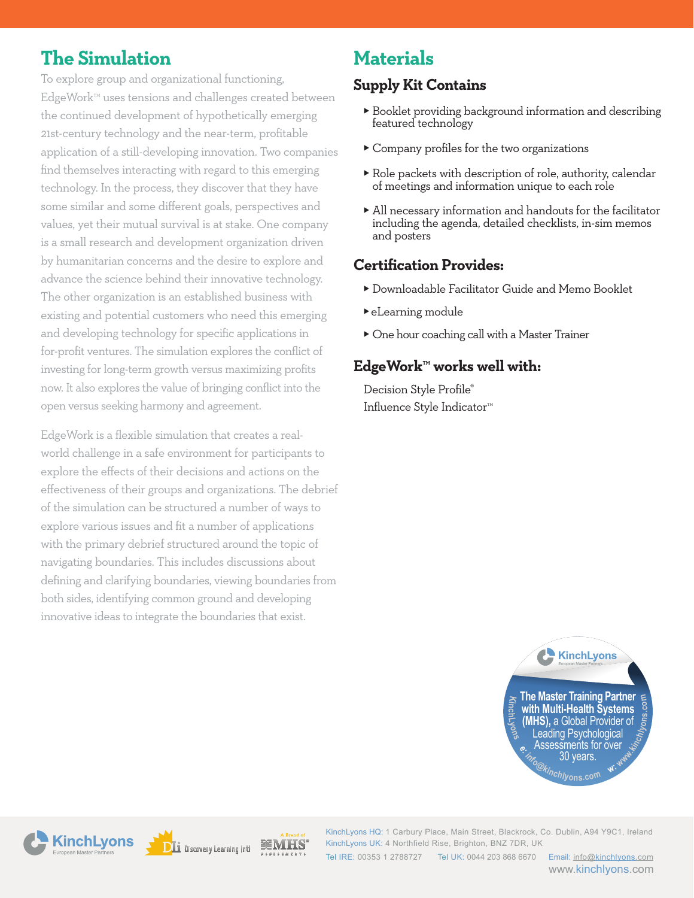## The Simulation

To explore group and organizational functioning, EdgeWork™ uses tensions and challenges created between the continued development of hypothetically emerging 21st-century technology and the near-term, profitable application of a still-developing innovation. Two companies find themselves interacting with regard to this emerging technology. In the process, they discover that they have some similar and some different goals, perspectives and values, yet their mutual survival is at stake. One company is a small research and development organization driven by humanitarian concerns and the desire to explore and advance the science behind their innovative technology. The other organization is an established business with existing and potential customers who need this emerging and developing technology for specific applications in for-profit ventures. The simulation explores the conflict of investing for long-term growth versus maximizing profits now. It also explores the value of bringing conflict into the open versus seeking harmony and agreement.

EdgeWork is a flexible simulation that creates a real-world challenge in a safe environment for participants to explore the effects of their decisions and actions on the effectiveness of their groups and organizations. The debrief of the simulation can be structured a number of ways to explore various issues and fit a number of applications with the primary debrief structured around the topic of navigating boundaries. This includes discussions about defining and clarifying boundaries, viewing boundaries from both sides, identifying common ground and developing innovative ideas to integrate the boundaries that exist.

## Materials

### Supply Kit Contains

- Booklet providing background information and describing featured technology
- Company profiles for the two organizations
- Role packets with description of role, authority, calendar of meetings and information unique to each role
- All necessary information and handouts for the facilitator including the agenda, detailed checklists, in-sim memos and posters

### Certification Provides:

- Downloadable Facilitator Guide and Memo Booklet
- eLearning module
- One hour coaching call with a Master Trainer

### EdgeWork™ works well with:

Decision Style Profile®
Influence Style Indicator™

KinchLyons European Master Partners

The Master Training Partner with Multi-Health Systems (MHS), a Global Provider of Leading Psychological Assessments for over 30 years.

e: info@kinchlyons.com w: www.kinchlyons.com

KinchLyons HQ: 1 Carbury Place, Main Street, Blackrock, Co. Dublin, A94 Y9C1, Ireland
KinchLyons UK: 4 Northfield Rise, Brighton, BNZ 7DR, UK
Tel IRE: 00353 1 2788727 Tel UK: 0044 203 868 6670 Email: info@kinchlyons.com
www.kinchlyons.com